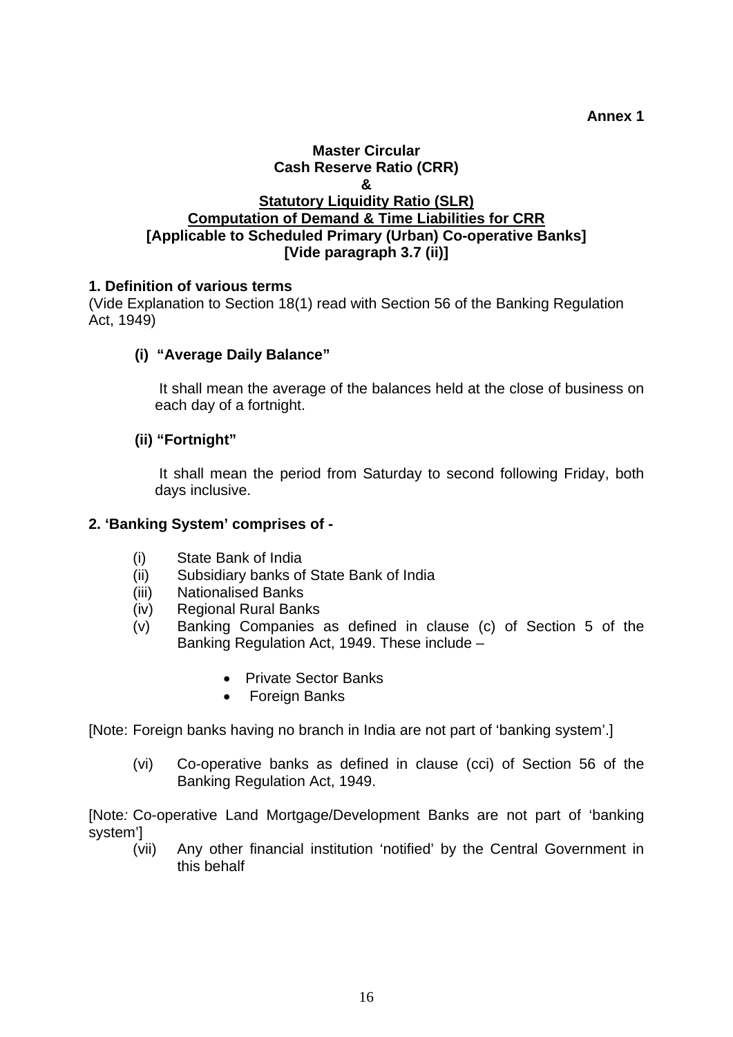**Annex 1**

**Master Circular**
**Cash Reserve Ratio (CRR)**
**&**
**Statutory Liquidity Ratio (SLR)**
**Computation of Demand & Time Liabilities for CRR**
**[Applicable to Scheduled Primary (Urban) Co-operative Banks]**
**[Vide paragraph 3.7 (ii)]**

**1. Definition of various terms**

(Vide Explanation to Section 18(1) read with Section 56 of the Banking Regulation Act, 1949)

**(i) "Average Daily Balance"**

It shall mean the average of the balances held at the close of business on each day of a fortnight.

**(ii) "Fortnight"**

It shall mean the period from Saturday to second following Friday, both days inclusive.

**2. 'Banking System' comprises of -**

(i) State Bank of India
(ii) Subsidiary banks of State Bank of India
(iii) Nationalised Banks
(iv) Regional Rural Banks
(v) Banking Companies as defined in clause (c) of Section 5 of the Banking Regulation Act, 1949. These include –

- Private Sector Banks
- Foreign Banks

[Note: Foreign banks having no branch in India are not part of 'banking system'.]

(vi) Co-operative banks as defined in clause (cci) of Section 56 of the Banking Regulation Act, 1949.

[Note*:* Co-operative Land Mortgage/Development Banks are not part of 'banking system']

(vii) Any other financial institution 'notified' by the Central Government in this behalf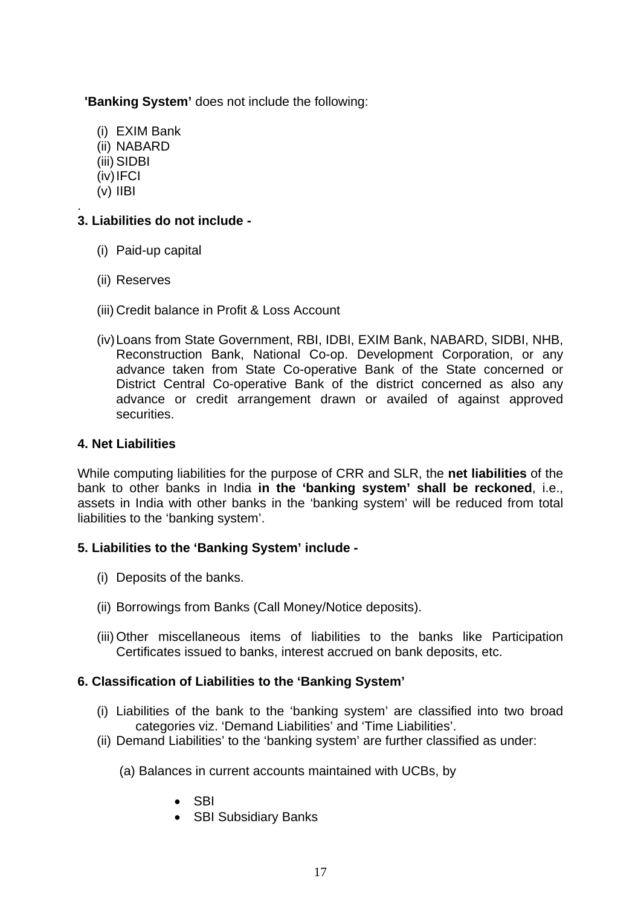**'Banking System'** does not include the following:

(i) EXIM Bank
(ii) NABARD
(iii) SIDBI
(iv) IFCI
(v) IIBI

.

**3. Liabilities do not include -**

(i) Paid-up capital

(ii) Reserves

(iii) Credit balance in Profit & Loss Account

(iv) Loans from State Government, RBI, IDBI, EXIM Bank, NABARD, SIDBI, NHB, Reconstruction Bank, National Co-op. Development Corporation, or any advance taken from State Co-operative Bank of the State concerned or District Central Co-operative Bank of the district concerned as also any advance or credit arrangement drawn or availed of against approved securities.

**4. Net Liabilities**

While computing liabilities for the purpose of CRR and SLR, the **net liabilities** of the bank to other banks in India **in the 'banking system' shall be reckoned**, i.e., assets in India with other banks in the 'banking system' will be reduced from total liabilities to the 'banking system'.

**5. Liabilities to the 'Banking System' include -**

(i) Deposits of the banks.

(ii) Borrowings from Banks (Call Money/Notice deposits).

(iii) Other miscellaneous items of liabilities to the banks like Participation Certificates issued to banks, interest accrued on bank deposits, etc.

**6. Classification of Liabilities to the 'Banking System'**

(i) Liabilities of the bank to the 'banking system' are classified into two broad categories viz. 'Demand Liabilities' and 'Time Liabilities'.
(ii) Demand Liabilities' to the 'banking system' are further classified as under:

(a) Balances in current accounts maintained with UCBs, by

- SBI
- SBI Subsidiary Banks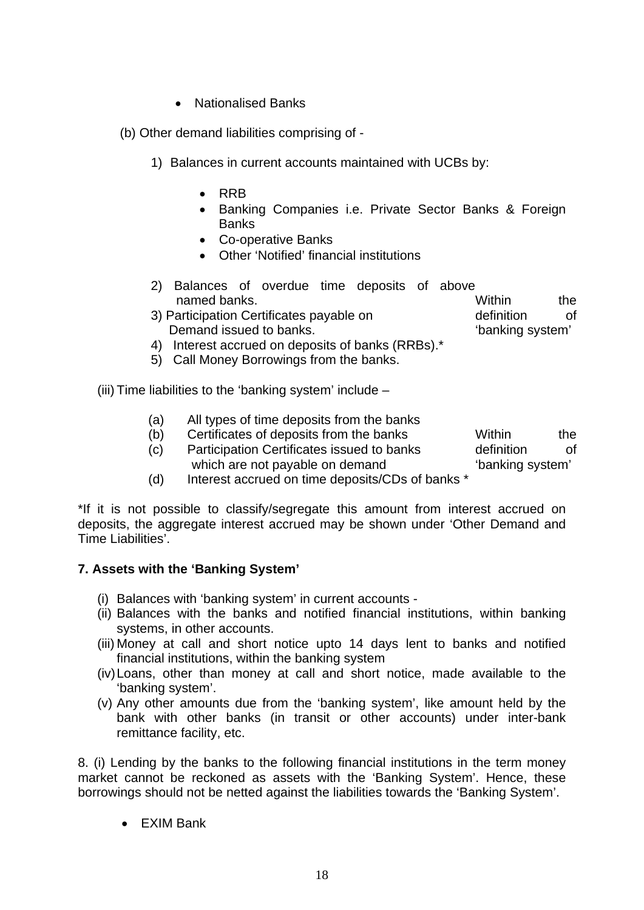- Nationalised Banks

(b) Other demand liabilities comprising of -

1) Balances in current accounts maintained with UCBs by:

   - RRB
   - Banking Companies i.e. Private Sector Banks & Foreign Banks
   - Co-operative Banks
   - Other 'Notified' financial institutions

2) Balances of overdue time deposits of above named banks.
3) Participation Certificates payable on Demand issued to banks.
4) Interest accrued on deposits of banks (RRBs).*
5) Call Money Borrowings from the banks.

Within the definition of 'banking system'

(iii) Time liabilities to the 'banking system' include –

(a) All types of time deposits from the banks
(b) Certificates of deposits from the banks
(c) Participation Certificates issued to banks which are not payable on demand
(d) Interest accrued on time deposits/CDs of banks *

Within the definition of 'banking system'

*If it is not possible to classify/segregate this amount from interest accrued on deposits, the aggregate interest accrued may be shown under 'Other Demand and Time Liabilities'.

**7. Assets with the 'Banking System'**

(i) Balances with 'banking system' in current accounts -
(ii) Balances with the banks and notified financial institutions, within banking systems, in other accounts.
(iii) Money at call and short notice upto 14 days lent to banks and notified financial institutions, within the banking system
(iv) Loans, other than money at call and short notice, made available to the 'banking system'.
(v) Any other amounts due from the 'banking system', like amount held by the bank with other banks (in transit or other accounts) under inter-bank remittance facility, etc.

8. (i) Lending by the banks to the following financial institutions in the term money market cannot be reckoned as assets with the 'Banking System'. Hence, these borrowings should not be netted against the liabilities towards the 'Banking System'.

- EXIM Bank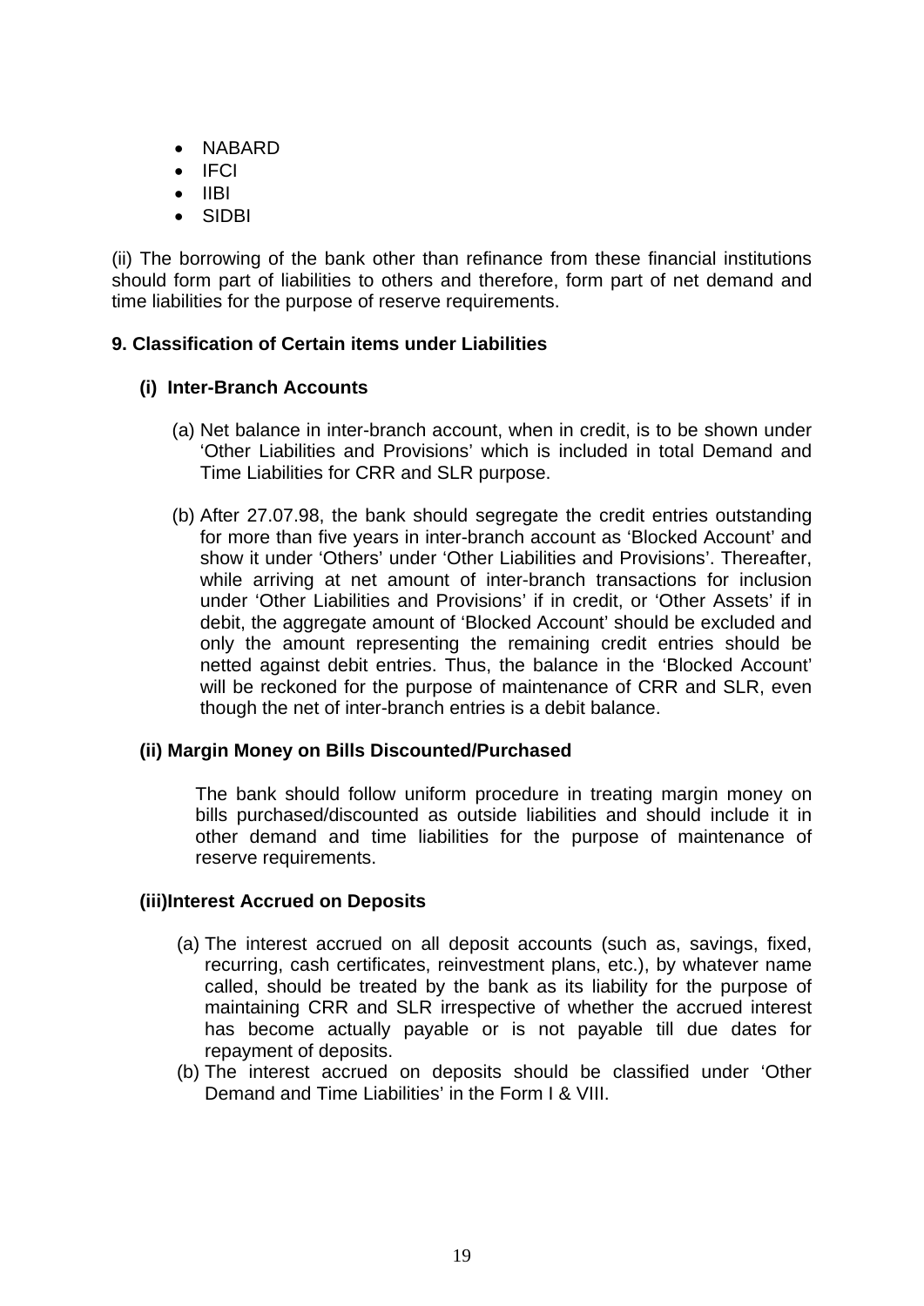- NABARD
- IFCI
- IIBI
- SIDBI

(ii) The borrowing of the bank other than refinance from these financial institutions should form part of liabilities to others and therefore, form part of net demand and time liabilities for the purpose of reserve requirements.

**9. Classification of Certain items under Liabilities**

**(i) Inter-Branch Accounts**

(a) Net balance in inter-branch account, when in credit, is to be shown under 'Other Liabilities and Provisions' which is included in total Demand and Time Liabilities for CRR and SLR purpose.

(b) After 27.07.98, the bank should segregate the credit entries outstanding for more than five years in inter-branch account as 'Blocked Account' and show it under 'Others' under 'Other Liabilities and Provisions'. Thereafter, while arriving at net amount of inter-branch transactions for inclusion under 'Other Liabilities and Provisions' if in credit, or 'Other Assets' if in debit, the aggregate amount of 'Blocked Account' should be excluded and only the amount representing the remaining credit entries should be netted against debit entries. Thus, the balance in the 'Blocked Account' will be reckoned for the purpose of maintenance of CRR and SLR, even though the net of inter-branch entries is a debit balance.

**(ii) Margin Money on Bills Discounted/Purchased**

The bank should follow uniform procedure in treating margin money on bills purchased/discounted as outside liabilities and should include it in other demand and time liabilities for the purpose of maintenance of reserve requirements.

**(iii)Interest Accrued on Deposits**

(a) The interest accrued on all deposit accounts (such as, savings, fixed, recurring, cash certificates, reinvestment plans, etc.), by whatever name called, should be treated by the bank as its liability for the purpose of maintaining CRR and SLR irrespective of whether the accrued interest has become actually payable or is not payable till due dates for repayment of deposits.

(b) The interest accrued on deposits should be classified under 'Other Demand and Time Liabilities' in the Form I & VIII.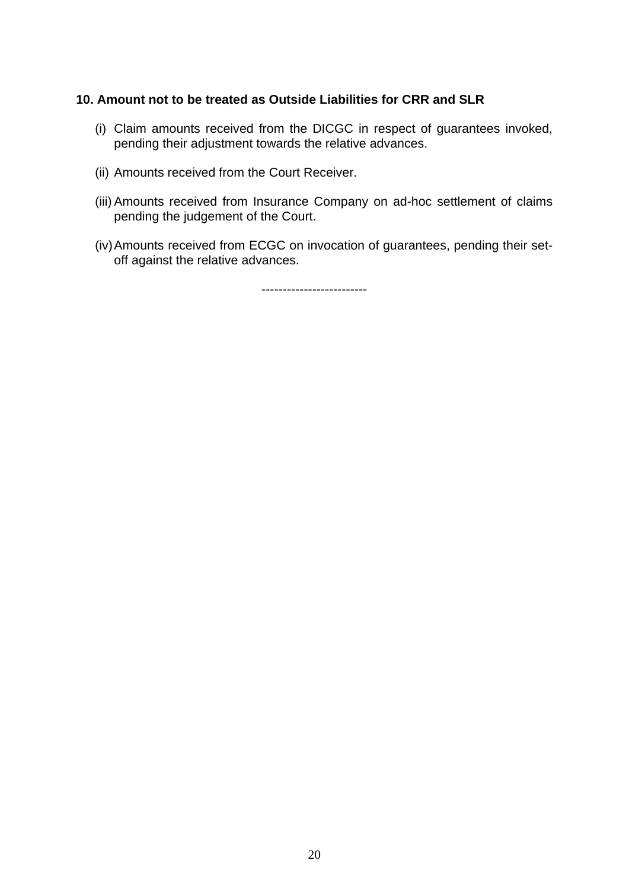**10. Amount not to be treated as Outside Liabilities for CRR and SLR**

(i) Claim amounts received from the DICGC in respect of guarantees invoked, pending their adjustment towards the relative advances.

(ii) Amounts received from the Court Receiver.

(iii) Amounts received from Insurance Company on ad-hoc settlement of claims pending the judgement of the Court.

(iv) Amounts received from ECGC on invocation of guarantees, pending their set-off against the relative advances.

-------------------------